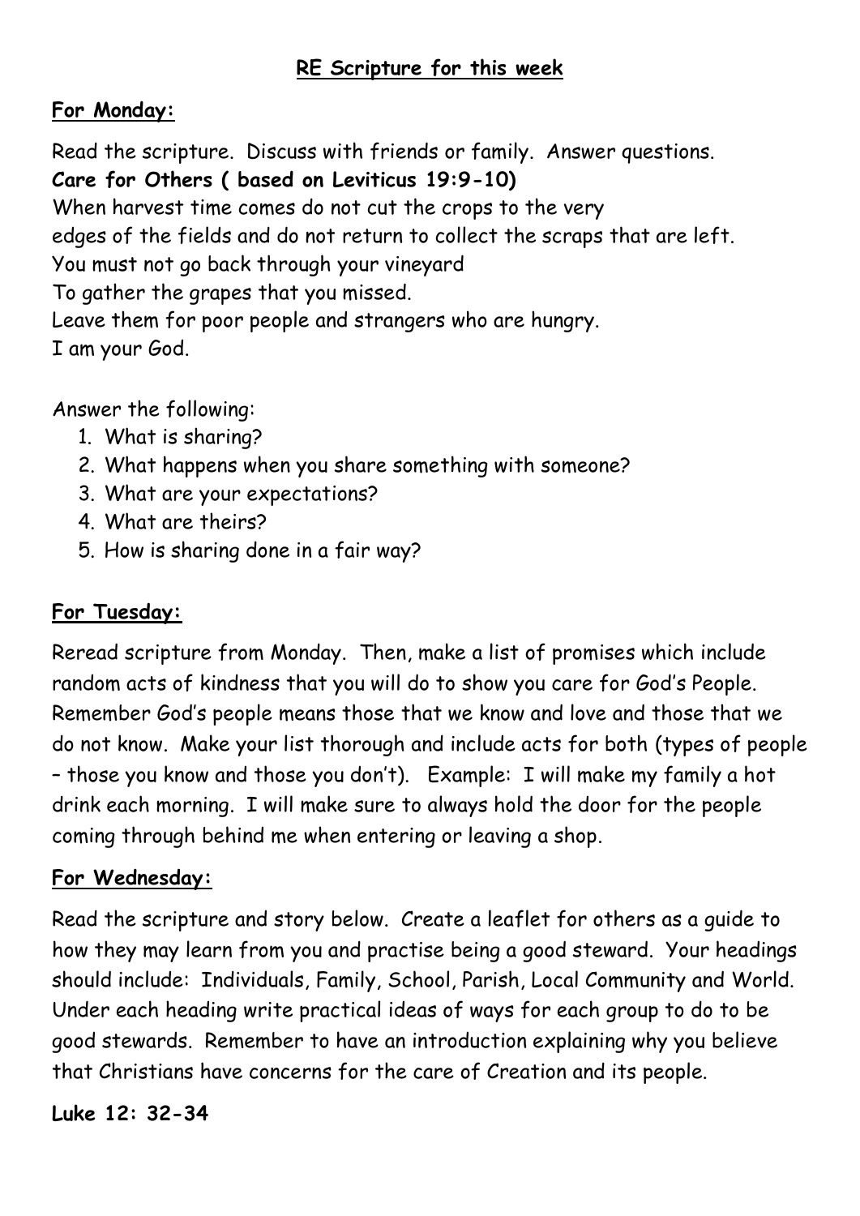# RE Scripture for this week

## For Monday:

Read the scripture. Discuss with friends or family. Answer questions.

**Care for Others ( based on Leviticus 19:9-10)**

When harvest time comes do not cut the crops to the very
edges of the fields and do not return to collect the scraps that are left.
You must not go back through your vineyard
To gather the grapes that you missed.
Leave them for poor people and strangers who are hungry.
I am your God.

Answer the following:

1. What is sharing?
2. What happens when you share something with someone?
3. What are your expectations?
4. What are theirs?
5. How is sharing done in a fair way?

## For Tuesday:

Reread scripture from Monday. Then, make a list of promises which include random acts of kindness that you will do to show you care for God's People. Remember God's people means those that we know and love and those that we do not know. Make your list thorough and include acts for both (types of people – those you know and those you don't). Example: I will make my family a hot drink each morning. I will make sure to always hold the door for the people coming through behind me when entering or leaving a shop.

## For Wednesday:

Read the scripture and story below. Create a leaflet for others as a guide to how they may learn from you and practise being a good steward. Your headings should include: Individuals, Family, School, Parish, Local Community and World. Under each heading write practical ideas of ways for each group to do to be good stewards. Remember to have an introduction explaining why you believe that Christians have concerns for the care of Creation and its people.

**Luke 12: 32-34**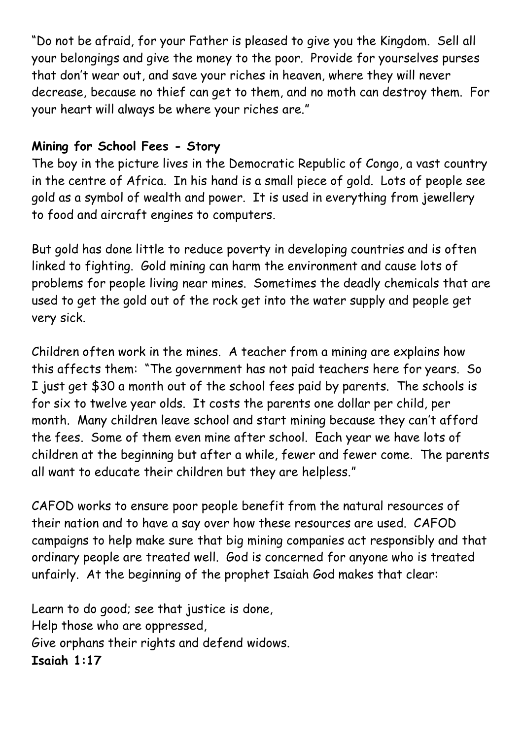"Do not be afraid, for your Father is pleased to give you the Kingdom. Sell all your belongings and give the money to the poor. Provide for yourselves purses that don't wear out, and save your riches in heaven, where they will never decrease, because no thief can get to them, and no moth can destroy them. For your heart will always be where your riches are."

**Mining for School Fees - Story**

The boy in the picture lives in the Democratic Republic of Congo, a vast country in the centre of Africa. In his hand is a small piece of gold. Lots of people see gold as a symbol of wealth and power. It is used in everything from jewellery to food and aircraft engines to computers.

But gold has done little to reduce poverty in developing countries and is often linked to fighting. Gold mining can harm the environment and cause lots of problems for people living near mines. Sometimes the deadly chemicals that are used to get the gold out of the rock get into the water supply and people get very sick.

Children often work in the mines. A teacher from a mining are explains how this affects them: "The government has not paid teachers here for years. So I just get $30 a month out of the school fees paid by parents. The schools is for six to twelve year olds. It costs the parents one dollar per child, per month. Many children leave school and start mining because they can't afford the fees. Some of them even mine after school. Each year we have lots of children at the beginning but after a while, fewer and fewer come. The parents all want to educate their children but they are helpless."

CAFOD works to ensure poor people benefit from the natural resources of their nation and to have a say over how these resources are used. CAFOD campaigns to help make sure that big mining companies act responsibly and that ordinary people are treated well. God is concerned for anyone who is treated unfairly. At the beginning of the prophet Isaiah God makes that clear:

Learn to do good; see that justice is done,
Help those who are oppressed,
Give orphans their rights and defend widows.
**Isaiah 1:17**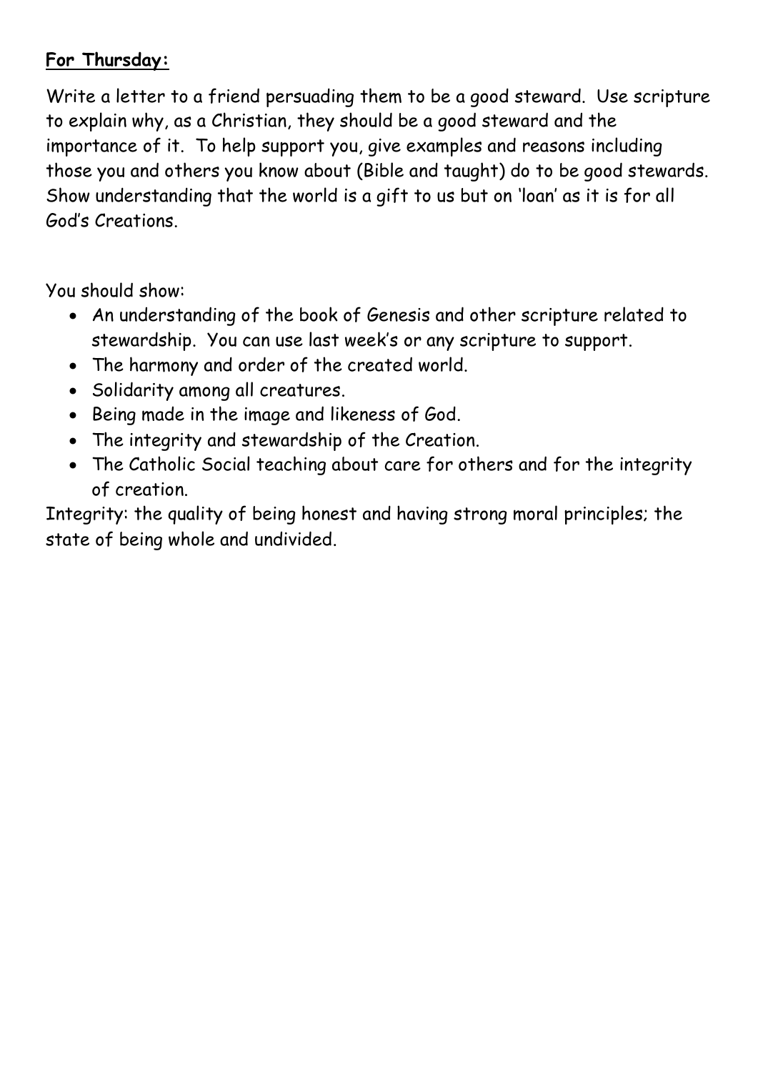**For Thursday:**

Write a letter to a friend persuading them to be a good steward. Use scripture to explain why, as a Christian, they should be a good steward and the importance of it. To help support you, give examples and reasons including those you and others you know about (Bible and taught) do to be good stewards. Show understanding that the world is a gift to us but on 'loan' as it is for all God's Creations.

You should show:

- An understanding of the book of Genesis and other scripture related to stewardship. You can use last week's or any scripture to support.
- The harmony and order of the created world.
- Solidarity among all creatures.
- Being made in the image and likeness of God.
- The integrity and stewardship of the Creation.
- The Catholic Social teaching about care for others and for the integrity of creation.

Integrity: the quality of being honest and having strong moral principles; the state of being whole and undivided.